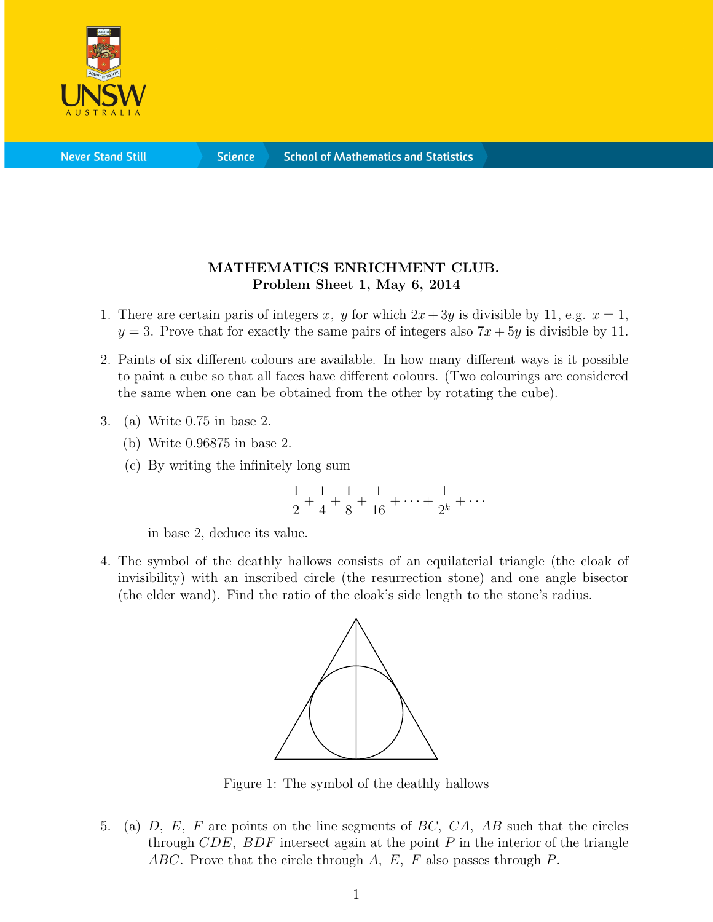MATHEMATICS ENRICHMENT CLUB.
**Problem Sheet 1, May 6, 2014**

1. There are certain paris of integers $x$, $y$ for which $2x + 3y$ is divisible by 11, e.g. $x = 1$, $y = 3$. Prove that for exactly the same pairs of integers also $7x + 5y$ is divisible by 11.

2. Paints of six different colours are available. In how many different ways is it possible to paint a cube so that all faces have different colours. (Two colourings are considered the same when one can be obtained from the other by rotating the cube).

3. (a) Write 0.75 in base 2.

   (b) Write 0.96875 in base 2.

   (c) By writing the infinitely long sum
   $$\frac{1}{2} + \frac{1}{4} + \frac{1}{8} + \frac{1}{16} + \cdots + \frac{1}{2^k} + \cdots$$
   in base 2, deduce its value.

4. The symbol of the deathly hallows consists of an equilateral triangle (the cloak of invisibility) with an inscribed circle (the resurrection stone) and one angle bisector (the elder wand). Find the ratio of the cloak's side length to the stone's radius.

Figure 1: The symbol of the deathly hallows

5. (a) $D$, $E$, $F$ are points on the line segments of $BC$, $CA$, $AB$ such that the circles through $CDE$, $BDF$ intersect again at the point $P$ in the interior of the triangle $ABC$. Prove that the circle through $A$, $E$, $F$ also passes through $P$.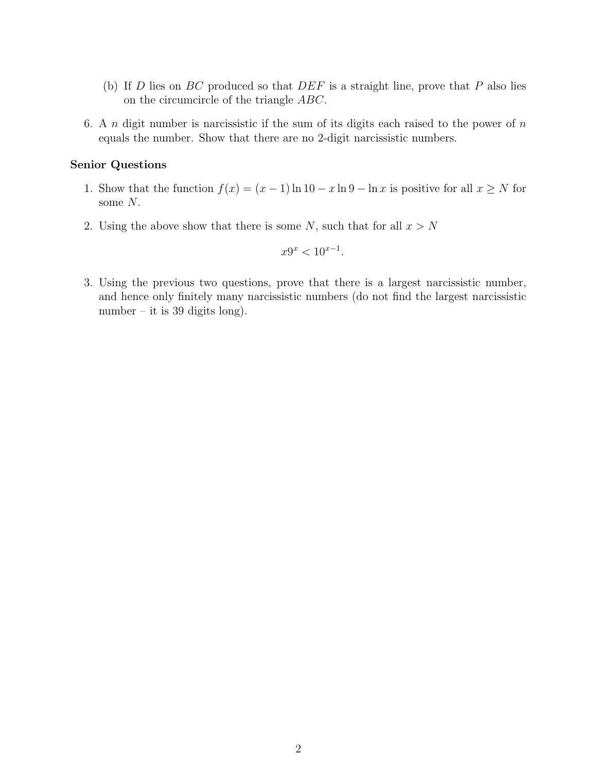(b) If $D$ lies on $BC$ produced so that $DEF$ is a straight line, prove that $P$ also lies on the circumcircle of the triangle $ABC$.

6. A $n$ digit number is narcissistic if the sum of its digits each raised to the power of $n$ equals the number. Show that there are no 2-digit narcissistic numbers.

**Senior Questions**

1. Show that the function $f(x) = (x-1)\ln 10 - x\ln 9 - \ln x$ is positive for all $x \geq N$ for some $N$.

2. Using the above show that there is some $N$, such that for all $x > N$

$$x9^x < 10^{x-1}.$$

3. Using the previous two questions, prove that there is a largest narcissistic number, and hence only finitely many narcissistic numbers (do not find the largest narcissistic number – it is 39 digits long).